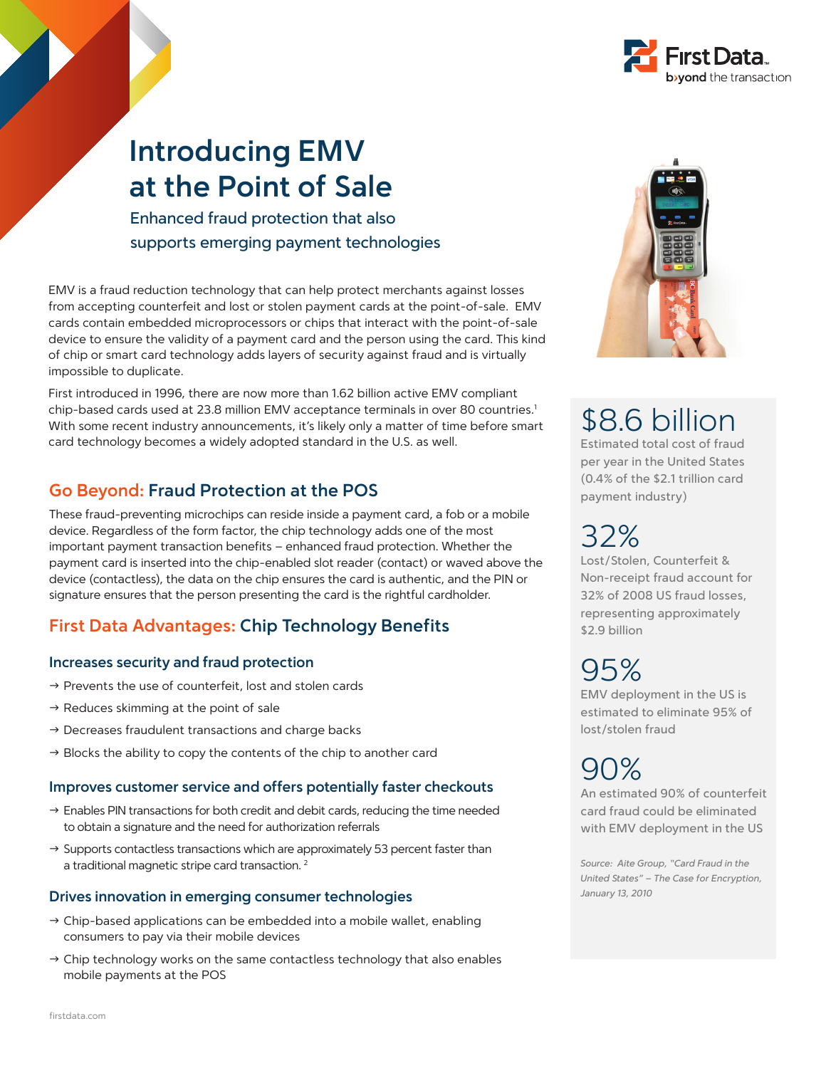# Introducing EMV at the Point of Sale

## Enhanced fraud protection that also supports emerging payment technologies

EMV is a fraud reduction technology that can help protect merchants against losses from accepting counterfeit and lost or stolen payment cards at the point-of-sale. EMV cards contain embedded microprocessors or chips that interact with the point-of-sale device to ensure the validity of a payment card and the person using the card. This kind of chip or smart card technology adds layers of security against fraud and is virtually impossible to duplicate.

First introduced in 1996, there are now more than 1.62 billion active EMV compliant chip-based cards used at 23.8 million EMV acceptance terminals in over 80 countries.[1] With some recent industry announcements, it's likely only a matter of time before smart card technology becomes a widely adopted standard in the U.S. as well.

## Go Beyond: Fraud Protection at the POS

These fraud-preventing microchips can reside inside a payment card, a fob or a mobile device. Regardless of the form factor, the chip technology adds one of the most important payment transaction benefits – enhanced fraud protection. Whether the payment card is inserted into the chip-enabled slot reader (contact) or waved above the device (contactless), the data on the chip ensures the card is authentic, and the PIN or signature ensures that the person presenting the card is the rightful cardholder.

## First Data Advantages: Chip Technology Benefits

### Increases security and fraud protection

- → Prevents the use of counterfeit, lost and stolen cards
- → Reduces skimming at the point of sale
- → Decreases fraudulent transactions and charge backs
- → Blocks the ability to copy the contents of the chip to another card

### Improves customer service and offers potentially faster checkouts

- → Enables PIN transactions for both credit and debit cards, reducing the time needed to obtain a signature and the need for authorization referrals
- → Supports contactless transactions which are approximately 53 percent faster than a traditional magnetic stripe card transaction.[2]

### Drives innovation in emerging consumer technologies

- → Chip-based applications can be embedded into a mobile wallet, enabling consumers to pay via their mobile devices
- → Chip technology works on the same contactless technology that also enables mobile payments at the POS

**$8.6 billion**
Estimated total cost of fraud per year in the United States (0.4% of the $2.1 trillion card payment industry)

**32%**
Lost/Stolen, Counterfeit & Non-receipt fraud account for 32% of 2008 US fraud losses, representing approximately $2.9 billion

**95%**
EMV deployment in the US is estimated to eliminate 95% of lost/stolen fraud

**90%**
An estimated 90% of counterfeit card fraud could be eliminated with EMV deployment in the US

*Source: Aite Group, "Card Fraud in the United States" – The Case for Encryption, January 13, 2010*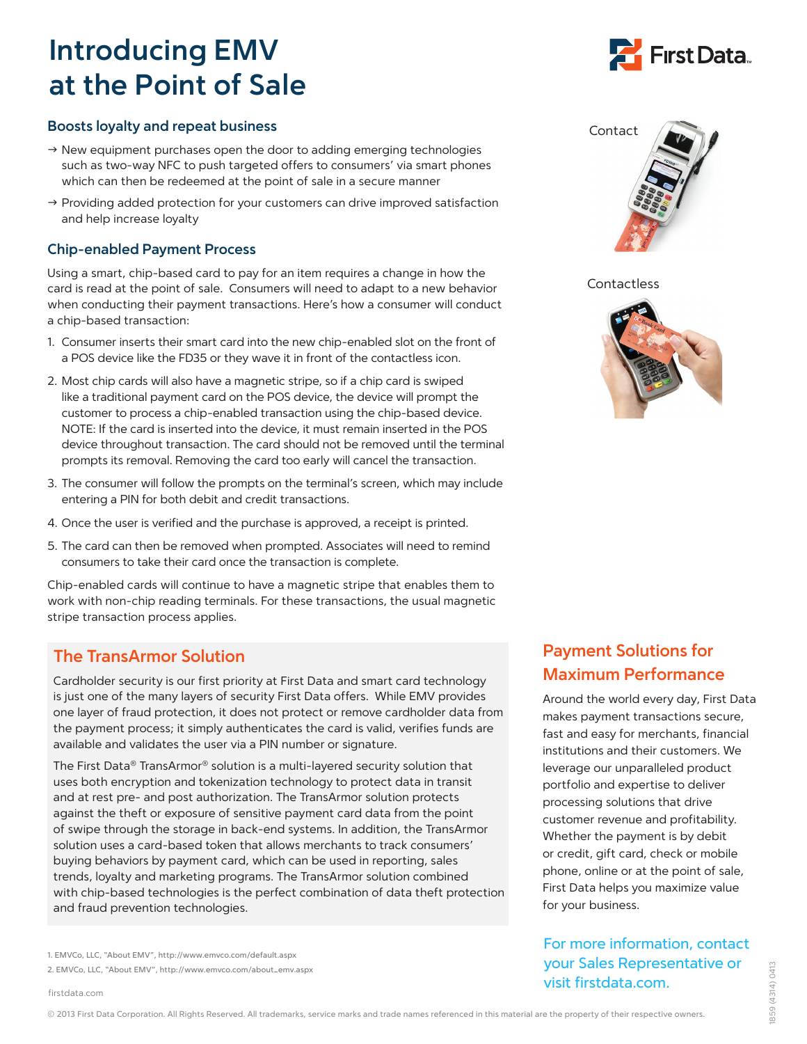# Introducing EMV at the Point of Sale

### Boosts loyalty and repeat business

→ New equipment purchases open the door to adding emerging technologies such as two-way NFC to push targeted offers to consumers' via smart phones which can then be redeemed at the point of sale in a secure manner

→ Providing added protection for your customers can drive improved satisfaction and help increase loyalty

### Chip-enabled Payment Process

Using a smart, chip-based card to pay for an item requires a change in how the card is read at the point of sale. Consumers will need to adapt to a new behavior when conducting their payment transactions. Here's how a consumer will conduct a chip-based transaction:

1. Consumer inserts their smart card into the new chip-enabled slot on the front of a POS device like the FD35 or they wave it in front of the contactless icon.
2. Most chip cards will also have a magnetic stripe, so if a chip card is swiped like a traditional payment card on the POS device, the device will prompt the customer to process a chip-enabled transaction using the chip-based device. NOTE: If the card is inserted into the device, it must remain inserted in the POS device throughout transaction. The card should not be removed until the terminal prompts its removal. Removing the card too early will cancel the transaction.
3. The consumer will follow the prompts on the terminal's screen, which may include entering a PIN for both debit and credit transactions.
4. Once the user is verified and the purchase is approved, a receipt is printed.
5. The card can then be removed when prompted. Associates will need to remind consumers to take their card once the transaction is complete.

Chip-enabled cards will continue to have a magnetic stripe that enables them to work with non-chip reading terminals. For these transactions, the usual magnetic stripe transaction process applies.

Contact

Contactless

## The TransArmor Solution

Cardholder security is our first priority at First Data and smart card technology is just one of the many layers of security First Data offers. While EMV provides one layer of fraud protection, it does not protect or remove cardholder data from the payment process; it simply authenticates the card is valid, verifies funds are available and validates the user via a PIN number or signature.

The First Data® TransArmor® solution is a multi-layered security solution that uses both encryption and tokenization technology to protect data in transit and at rest pre- and post authorization. The TransArmor solution protects against the theft or exposure of sensitive payment card data from the point of swipe through the storage in back-end systems. In addition, the TransArmor solution uses a card-based token that allows merchants to track consumers' buying behaviors by payment card, which can be used in reporting, sales trends, loyalty and marketing programs. The TransArmor solution combined with chip-based technologies is the perfect combination of data theft protection and fraud prevention technologies.

## Payment Solutions for Maximum Performance

Around the world every day, First Data makes payment transactions secure, fast and easy for merchants, financial institutions and their customers. We leverage our unparalleled product portfolio and expertise to deliver processing solutions that drive customer revenue and profitability. Whether the payment is by debit or credit, gift card, check or mobile phone, online or at the point of sale, First Data helps you maximize value for your business.

For more information, contact your Sales Representative or visit firstdata.com.

1. EMVCo, LLC, "About EMV", http://www.emvco.com/default.aspx
2. EMVCo, LLC, "About EMV", http://www.emvco.com/about_emv.aspx

firstdata.com

© 2013 First Data Corporation. All Rights Reserved. All trademarks, service marks and trade names referenced in this material are the property of their respective owners.

1859 (4314) 0413